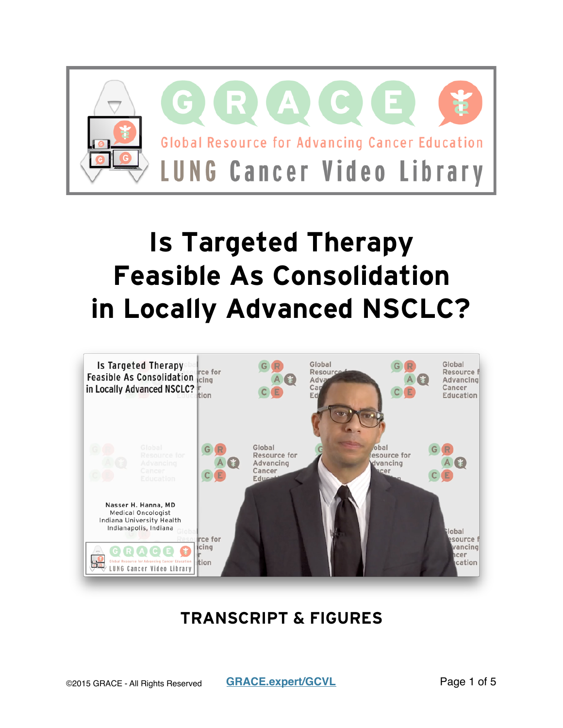GRACE

Global Resource for Advancing Cancer Education

LUNG Cancer Video Library

# Is Targeted Therapy Feasible As Consolidation in Locally Advanced NSCLC?

Is Targeted Therapy Feasible As Consolidation in Locally Advanced NSCLC?

Nasser H. Hanna, MD
Medical Oncologist
Indiana University Health
Indianapolis, Indiana

## TRANSCRIPT & FIGURES

©2015 GRACE - All Rights Reserved GRACE.expert/GCVL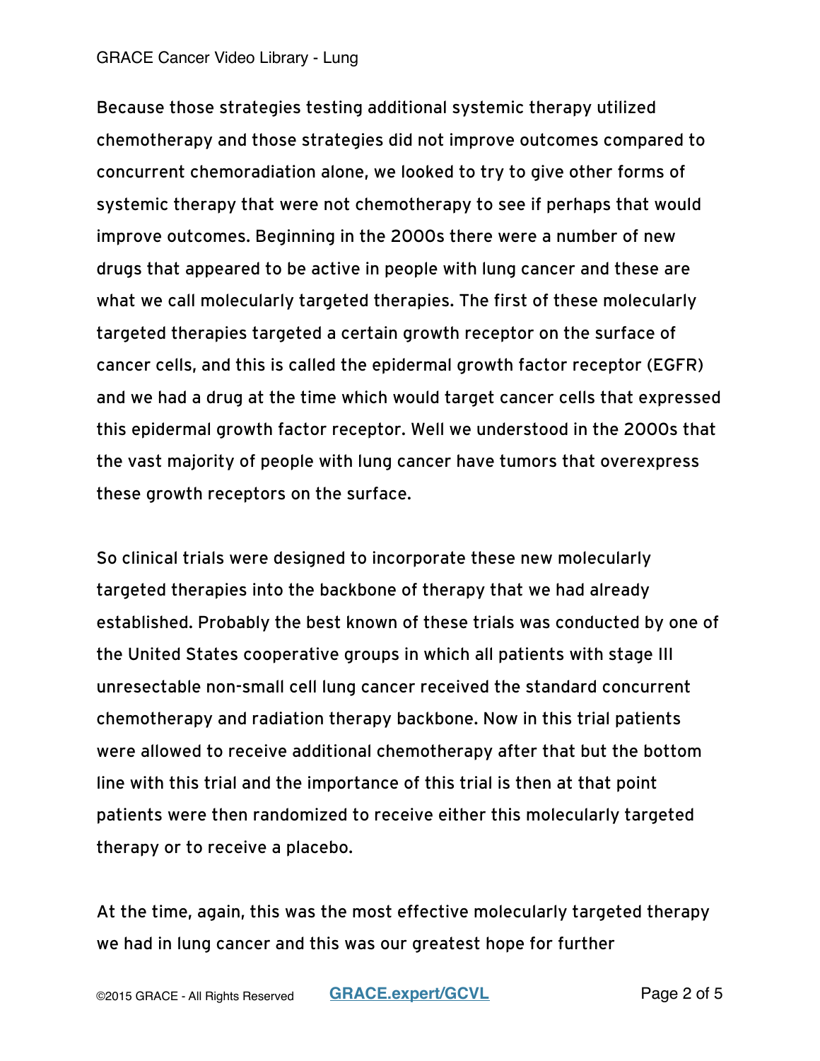Because those strategies testing additional systemic therapy utilized chemotherapy and those strategies did not improve outcomes compared to concurrent chemoradiation alone, we looked to try to give other forms of systemic therapy that were not chemotherapy to see if perhaps that would improve outcomes. Beginning in the 2000s there were a number of new drugs that appeared to be active in people with lung cancer and these are what we call molecularly targeted therapies. The first of these molecularly targeted therapies targeted a certain growth receptor on the surface of cancer cells, and this is called the epidermal growth factor receptor (EGFR) and we had a drug at the time which would target cancer cells that expressed this epidermal growth factor receptor. Well we understood in the 2000s that the vast majority of people with lung cancer have tumors that overexpress these growth receptors on the surface.

So clinical trials were designed to incorporate these new molecularly targeted therapies into the backbone of therapy that we had already established. Probably the best known of these trials was conducted by one of the United States cooperative groups in which all patients with stage III unresectable non-small cell lung cancer received the standard concurrent chemotherapy and radiation therapy backbone. Now in this trial patients were allowed to receive additional chemotherapy after that but the bottom line with this trial and the importance of this trial is then at that point patients were then randomized to receive either this molecularly targeted therapy or to receive a placebo.

At the time, again, this was the most effective molecularly targeted therapy we had in lung cancer and this was our greatest hope for further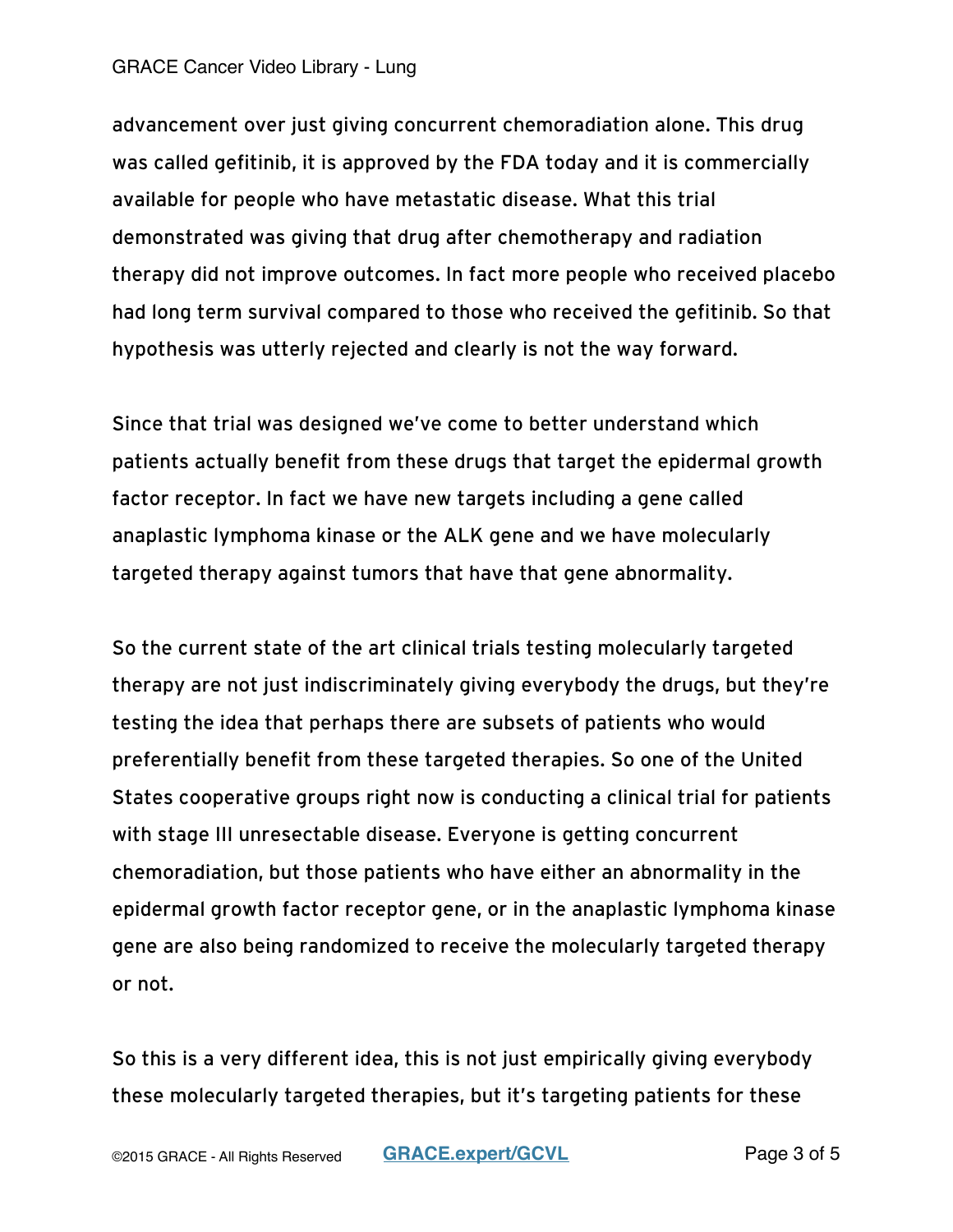advancement over just giving concurrent chemoradiation alone. This drug was called gefitinib, it is approved by the FDA today and it is commercially available for people who have metastatic disease. What this trial demonstrated was giving that drug after chemotherapy and radiation therapy did not improve outcomes. In fact more people who received placebo had long term survival compared to those who received the gefitinib. So that hypothesis was utterly rejected and clearly is not the way forward.

Since that trial was designed we've come to better understand which patients actually benefit from these drugs that target the epidermal growth factor receptor. In fact we have new targets including a gene called anaplastic lymphoma kinase or the ALK gene and we have molecularly targeted therapy against tumors that have that gene abnormality.

So the current state of the art clinical trials testing molecularly targeted therapy are not just indiscriminately giving everybody the drugs, but they're testing the idea that perhaps there are subsets of patients who would preferentially benefit from these targeted therapies. So one of the United States cooperative groups right now is conducting a clinical trial for patients with stage III unresectable disease. Everyone is getting concurrent chemoradiation, but those patients who have either an abnormality in the epidermal growth factor receptor gene, or in the anaplastic lymphoma kinase gene are also being randomized to receive the molecularly targeted therapy or not.

So this is a very different idea, this is not just empirically giving everybody these molecularly targeted therapies, but it's targeting patients for these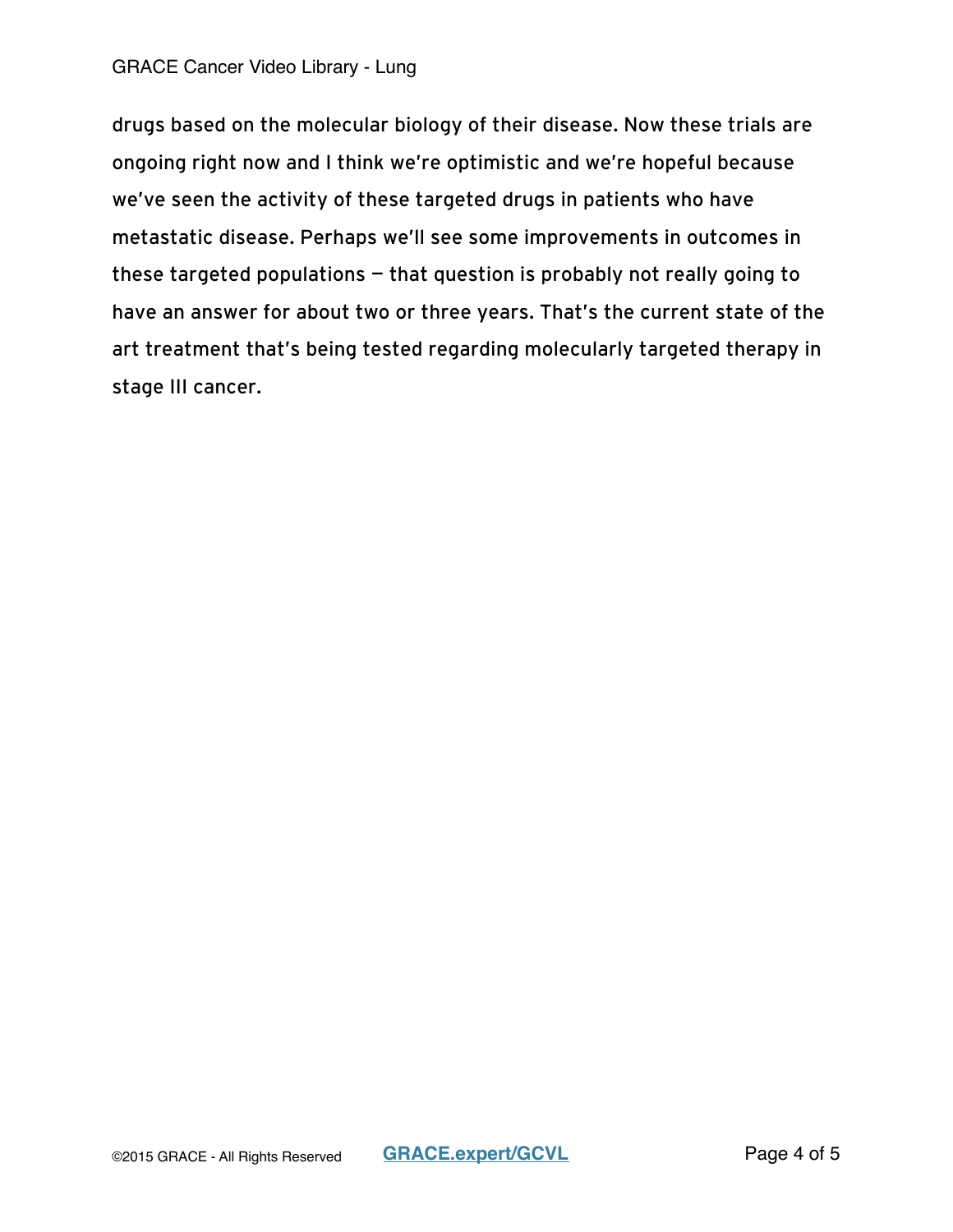drugs based on the molecular biology of their disease. Now these trials are ongoing right now and I think we're optimistic and we're hopeful because we've seen the activity of these targeted drugs in patients who have metastatic disease. Perhaps we'll see some improvements in outcomes in these targeted populations — that question is probably not really going to have an answer for about two or three years. That's the current state of the art treatment that's being tested regarding molecularly targeted therapy in stage III cancer.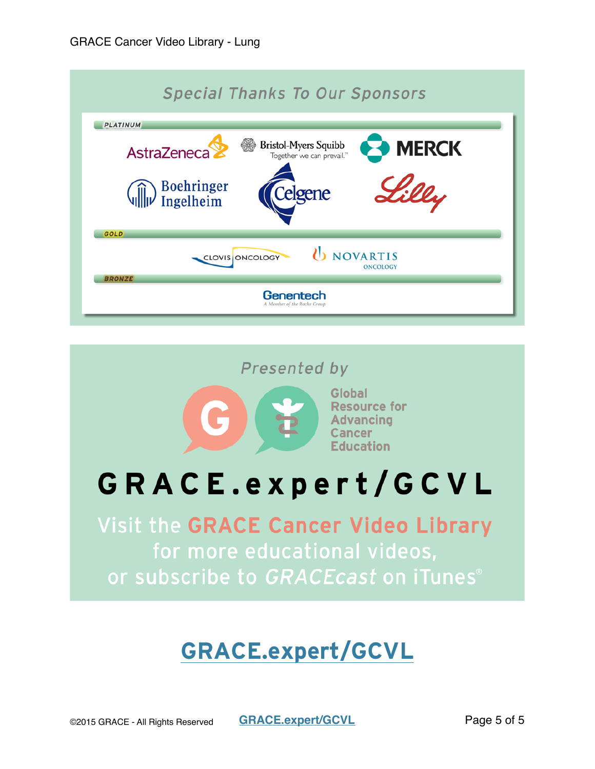## Special Thanks To Our Sponsors

**PLATINUM**

AstraZeneca

Bristol-Myers Squibb
Together we can prevail.™

MERCK

Boehringer Ingelheim

Celgene

Lilly

**GOLD**

CLOVIS ONCOLOGY

NOVARTIS ONCOLOGY

**BRONZE**

Genentech
A Member of the Roche Group

## Presented by

Global Resource for Advancing Cancer Education

# GRACE.expert/GCVL

Visit the GRACE Cancer Video Library for more educational videos, or subscribe to *GRACEcast* on iTunes®

## GRACE.expert/GCVL

©2015 GRACE - All Rights Reserved